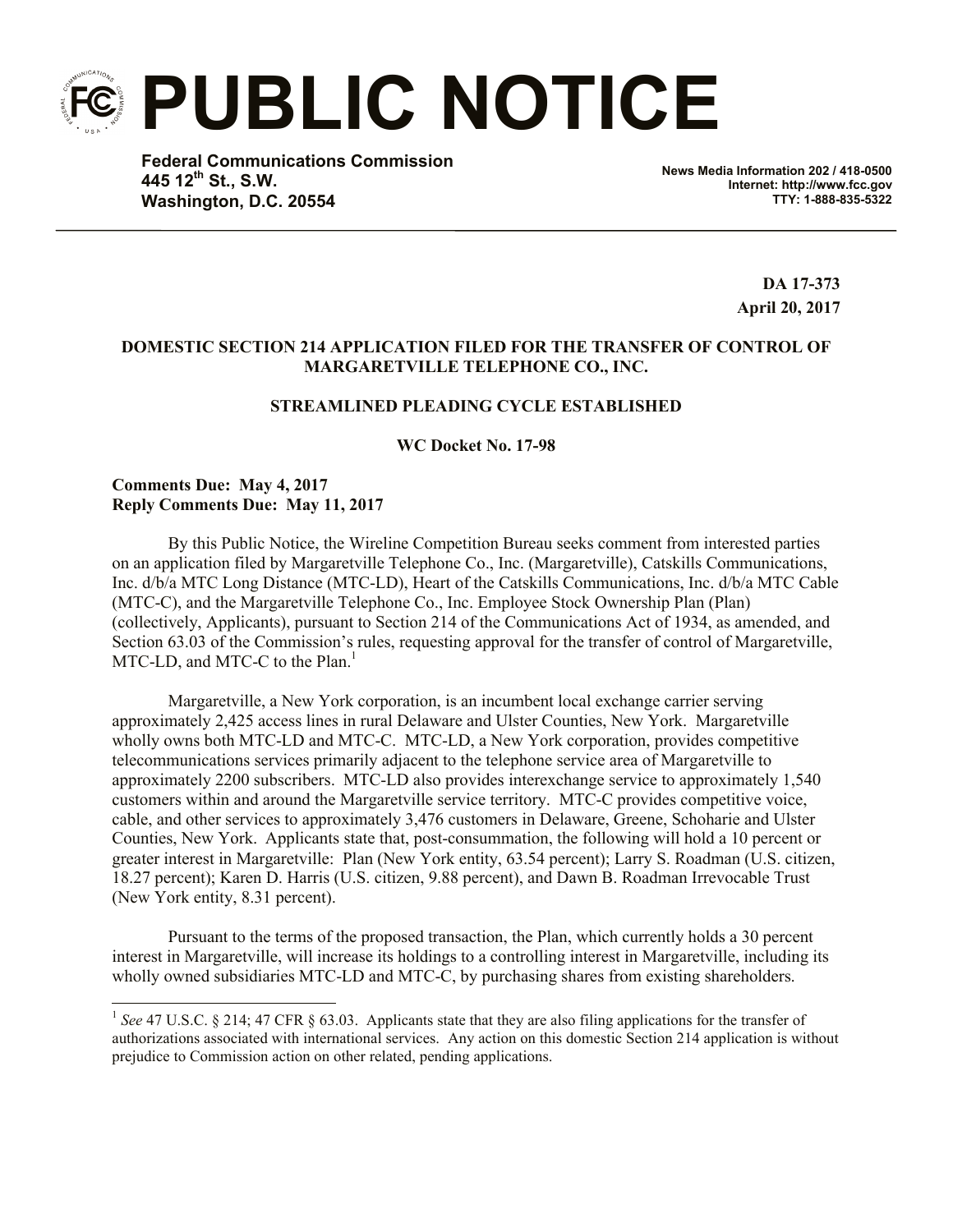# PUBLIC NOTICE

**Federal Communications Commission**
**445 12th St., S.W.**
**Washington, D.C. 20554**

**News Media Information 202 / 418-0500**
**Internet: http://www.fcc.gov**
**TTY: 1-888-835-5322**

**DA 17-373**
**April 20, 2017**

**DOMESTIC SECTION 214 APPLICATION FILED FOR THE TRANSFER OF CONTROL OF MARGARETVILLE TELEPHONE CO., INC.**

**STREAMLINED PLEADING CYCLE ESTABLISHED**

**WC Docket No. 17-98**

**Comments Due: May 4, 2017**
**Reply Comments Due: May 11, 2017**

By this Public Notice, the Wireline Competition Bureau seeks comment from interested parties on an application filed by Margaretville Telephone Co., Inc. (Margaretville), Catskills Communications, Inc. d/b/a MTC Long Distance (MTC-LD), Heart of the Catskills Communications, Inc. d/b/a MTC Cable (MTC-C), and the Margaretville Telephone Co., Inc. Employee Stock Ownership Plan (Plan) (collectively, Applicants), pursuant to Section 214 of the Communications Act of 1934, as amended, and Section 63.03 of the Commission's rules, requesting approval for the transfer of control of Margaretville, MTC-LD, and MTC-C to the Plan.[1]

Margaretville, a New York corporation, is an incumbent local exchange carrier serving approximately 2,425 access lines in rural Delaware and Ulster Counties, New York. Margaretville wholly owns both MTC-LD and MTC-C. MTC-LD, a New York corporation, provides competitive telecommunications services primarily adjacent to the telephone service area of Margaretville to approximately 2200 subscribers. MTC-LD also provides interexchange service to approximately 1,540 customers within and around the Margaretville service territory. MTC-C provides competitive voice, cable, and other services to approximately 3,476 customers in Delaware, Greene, Schoharie and Ulster Counties, New York. Applicants state that, post-consummation, the following will hold a 10 percent or greater interest in Margaretville: Plan (New York entity, 63.54 percent); Larry S. Roadman (U.S. citizen, 18.27 percent); Karen D. Harris (U.S. citizen, 9.88 percent), and Dawn B. Roadman Irrevocable Trust (New York entity, 8.31 percent).

Pursuant to the terms of the proposed transaction, the Plan, which currently holds a 30 percent interest in Margaretville, will increase its holdings to a controlling interest in Margaretville, including its wholly owned subsidiaries MTC-LD and MTC-C, by purchasing shares from existing shareholders.

[1] *See* 47 U.S.C. § 214; 47 CFR § 63.03. Applicants state that they are also filing applications for the transfer of authorizations associated with international services. Any action on this domestic Section 214 application is without prejudice to Commission action on other related, pending applications.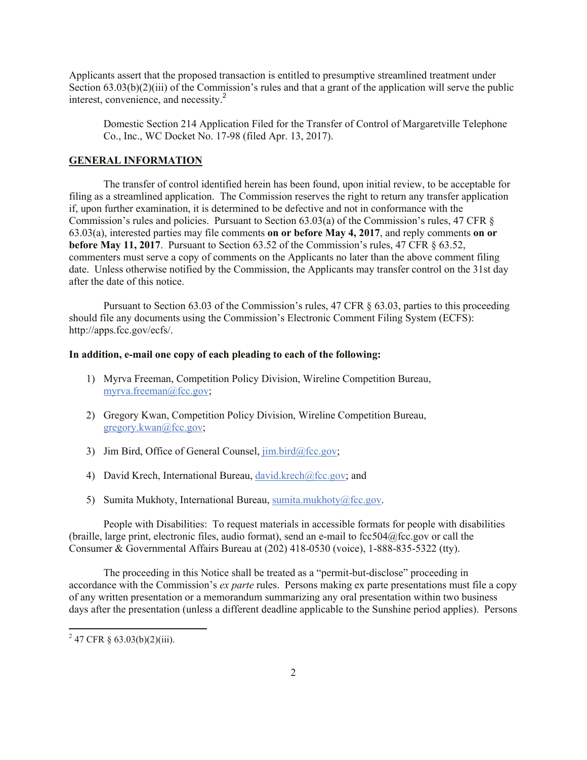Applicants assert that the proposed transaction is entitled to presumptive streamlined treatment under Section 63.03(b)(2)(iii) of the Commission's rules and that a grant of the application will serve the public interest, convenience, and necessity.[2]

Domestic Section 214 Application Filed for the Transfer of Control of Margaretville Telephone Co., Inc., WC Docket No. 17-98 (filed Apr. 13, 2017).

**GENERAL INFORMATION**

The transfer of control identified herein has been found, upon initial review, to be acceptable for filing as a streamlined application. The Commission reserves the right to return any transfer application if, upon further examination, it is determined to be defective and not in conformance with the Commission's rules and policies. Pursuant to Section 63.03(a) of the Commission's rules, 47 CFR § 63.03(a), interested parties may file comments **on or before May 4, 2017**, and reply comments **on or before May 11, 2017**. Pursuant to Section 63.52 of the Commission's rules, 47 CFR § 63.52, commenters must serve a copy of comments on the Applicants no later than the above comment filing date. Unless otherwise notified by the Commission, the Applicants may transfer control on the 31st day after the date of this notice.

Pursuant to Section 63.03 of the Commission's rules, 47 CFR § 63.03, parties to this proceeding should file any documents using the Commission's Electronic Comment Filing System (ECFS): http://apps.fcc.gov/ecfs/.

**In addition, e-mail one copy of each pleading to each of the following:**

1) Myrva Freeman, Competition Policy Division, Wireline Competition Bureau, myrva.freeman@fcc.gov;
2) Gregory Kwan, Competition Policy Division, Wireline Competition Bureau, gregory.kwan@fcc.gov;
3) Jim Bird, Office of General Counsel, jim.bird@fcc.gov;
4) David Krech, International Bureau, david.krech@fcc.gov; and
5) Sumita Mukhoty, International Bureau, sumita.mukhoty@fcc.gov.

People with Disabilities: To request materials in accessible formats for people with disabilities (braille, large print, electronic files, audio format), send an e-mail to fcc504@fcc.gov or call the Consumer & Governmental Affairs Bureau at (202) 418-0530 (voice), 1-888-835-5322 (tty).

The proceeding in this Notice shall be treated as a "permit-but-disclose" proceeding in accordance with the Commission's *ex parte* rules. Persons making ex parte presentations must file a copy of any written presentation or a memorandum summarizing any oral presentation within two business days after the presentation (unless a different deadline applicable to the Sunshine period applies). Persons

---

[2] 47 CFR § 63.03(b)(2)(iii).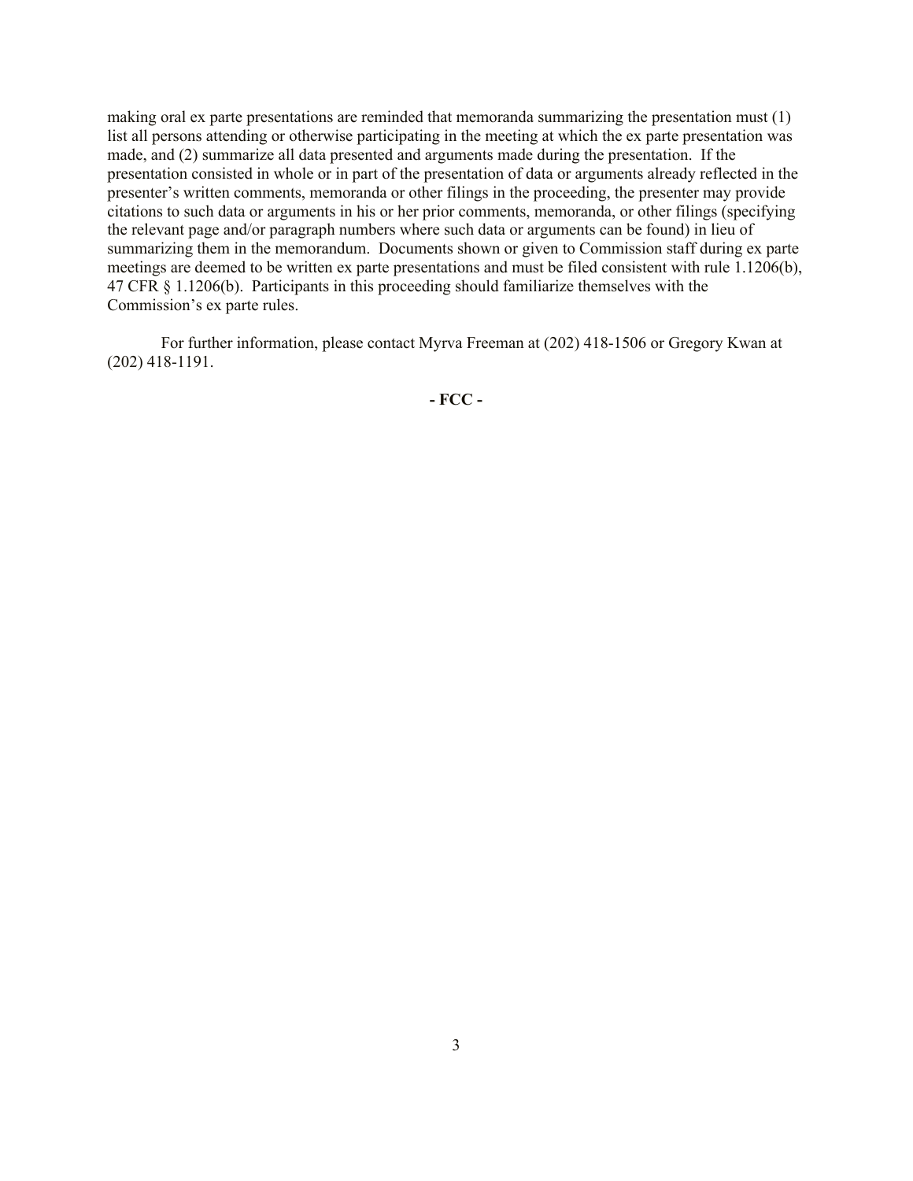making oral ex parte presentations are reminded that memoranda summarizing the presentation must (1) list all persons attending or otherwise participating in the meeting at which the ex parte presentation was made, and (2) summarize all data presented and arguments made during the presentation. If the presentation consisted in whole or in part of the presentation of data or arguments already reflected in the presenter's written comments, memoranda or other filings in the proceeding, the presenter may provide citations to such data or arguments in his or her prior comments, memoranda, or other filings (specifying the relevant page and/or paragraph numbers where such data or arguments can be found) in lieu of summarizing them in the memorandum. Documents shown or given to Commission staff during ex parte meetings are deemed to be written ex parte presentations and must be filed consistent with rule 1.1206(b), 47 CFR § 1.1206(b). Participants in this proceeding should familiarize themselves with the Commission's ex parte rules.

For further information, please contact Myrva Freeman at (202) 418-1506 or Gregory Kwan at (202) 418-1191.

**- FCC -**